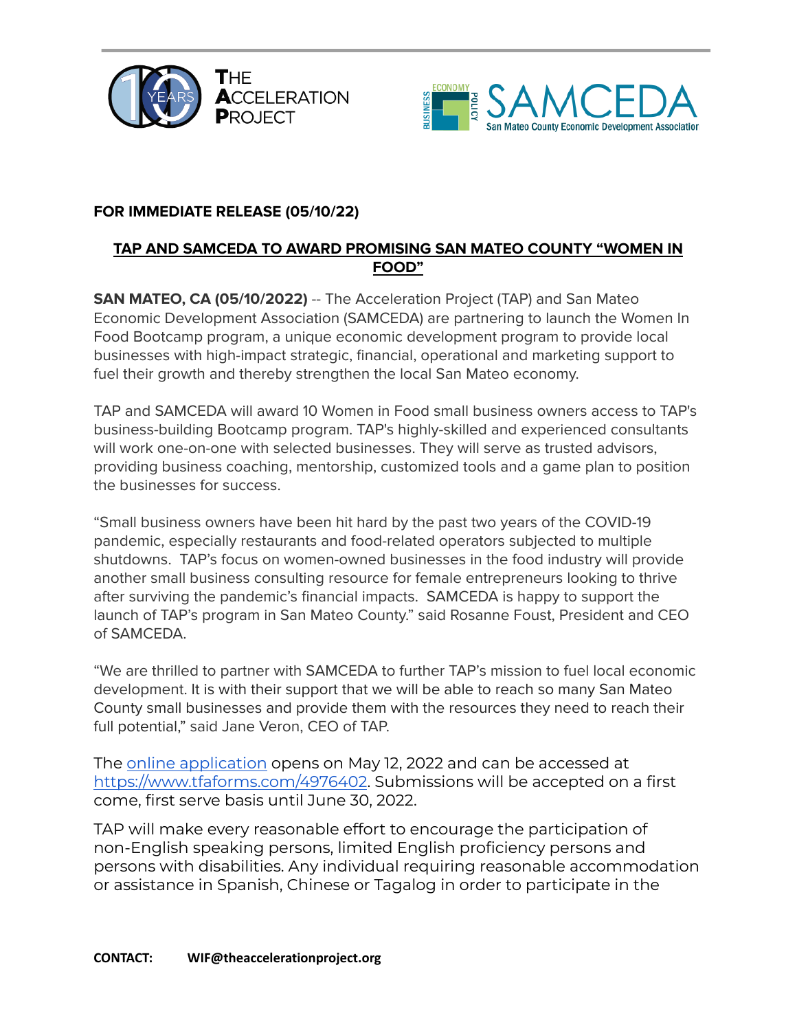**FOR IMMEDIATE RELEASE (05/10/22)**

# TAP AND SAMCEDA TO AWARD PROMISING SAN MATEO COUNTY "WOMEN IN FOOD"

**SAN MATEO, CA (05/10/2022)** -- The Acceleration Project (TAP) and San Mateo Economic Development Association (SAMCEDA) are partnering to launch the Women In Food Bootcamp program, a unique economic development program to provide local businesses with high-impact strategic, financial, operational and marketing support to fuel their growth and thereby strengthen the local San Mateo economy.

TAP and SAMCEDA will award 10 Women in Food small business owners access to TAP's business-building Bootcamp program. TAP's highly-skilled and experienced consultants will work one-on-one with selected businesses. They will serve as trusted advisors, providing business coaching, mentorship, customized tools and a game plan to position the businesses for success.

"Small business owners have been hit hard by the past two years of the COVID-19 pandemic, especially restaurants and food-related operators subjected to multiple shutdowns. TAP's focus on women-owned businesses in the food industry will provide another small business consulting resource for female entrepreneurs looking to thrive after surviving the pandemic's financial impacts. SAMCEDA is happy to support the launch of TAP's program in San Mateo County." said Rosanne Foust, President and CEO of SAMCEDA.

"We are thrilled to partner with SAMCEDA to further TAP's mission to fuel local economic development. It is with their support that we will be able to reach so many San Mateo County small businesses and provide them with the resources they need to reach their full potential," said Jane Veron, CEO of TAP.

The [online application](https://www.tfaforms.com/4976402) opens on May 12, 2022 and can be accessed at https://www.tfaforms.com/4976402. Submissions will be accepted on a first come, first serve basis until June 30, 2022.

TAP will make every reasonable effort to encourage the participation of non-English speaking persons, limited English proficiency persons and persons with disabilities. Any individual requiring reasonable accommodation or assistance in Spanish, Chinese or Tagalog in order to participate in the

**CONTACT:** **WIF@theaccelerationproject.org**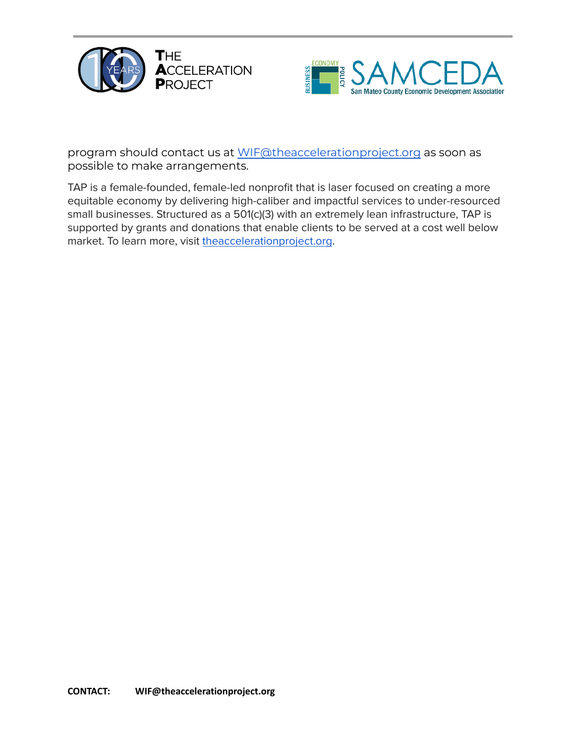program should contact us at WIF@theaccelerationproject.org as soon as possible to make arrangements.

TAP is a female-founded, female-led nonprofit that is laser focused on creating a more equitable economy by delivering high-caliber and impactful services to under-resourced small businesses. Structured as a 501(c)(3) with an extremely lean infrastructure, TAP is supported by grants and donations that enable clients to be served at a cost well below market. To learn more, visit theaccelerationproject.org.

**CONTACT: WIF@theaccelerationproject.org**